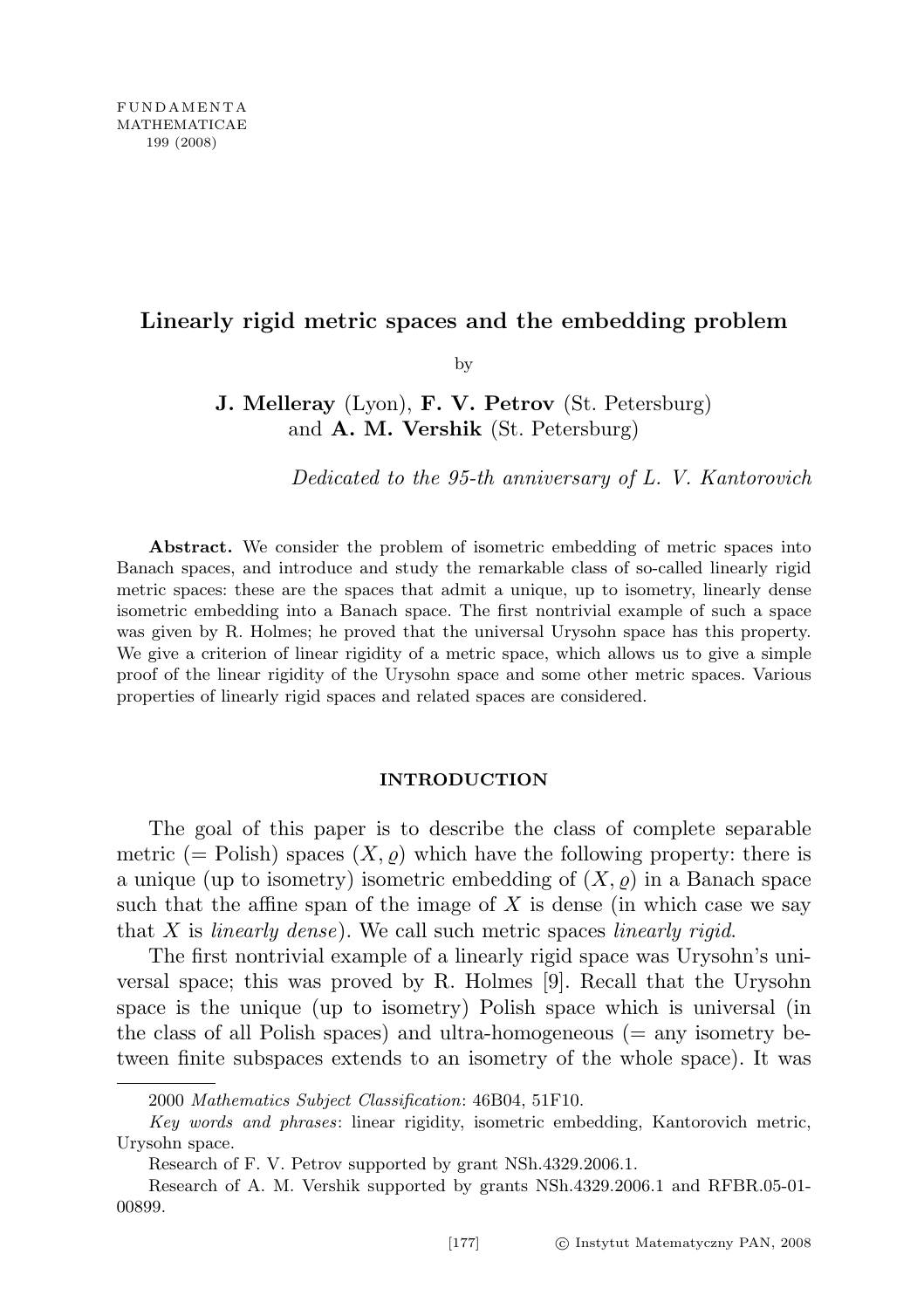# Linearly rigid metric spaces and the embedding problem

by

**J. Melleray** (Lyon), **F. V. Petrov** (St. Petersburg) and **A. M. Vershik** (St. Petersburg)

*Dedicated to the 95-th anniversary of L. V. Kantorovich*

**Abstract.** We consider the problem of isometric embedding of metric spaces into Banach spaces, and introduce and study the remarkable class of so-called linearly rigid metric spaces: these are the spaces that admit a unique, up to isometry, linearly dense isometric embedding into a Banach space. The first nontrivial example of such a space was given by R. Holmes; he proved that the universal Urysohn space has this property. We give a criterion of linear rigidity of a metric space, which allows us to give a simple proof of the linear rigidity of the Urysohn space and some other metric spaces. Various properties of linearly rigid spaces and related spaces are considered.

## INTRODUCTION

The goal of this paper is to describe the class of complete separable metric (= Polish) spaces $(X, \varrho)$ which have the following property: there is a unique (up to isometry) isometric embedding of $(X, \varrho)$ in a Banach space such that the affine span of the image of $X$ is dense (in which case we say that $X$ is *linearly dense*). We call such metric spaces *linearly rigid*.

The first nontrivial example of a linearly rigid space was Urysohn's universal space; this was proved by R. Holmes [9]. Recall that the Urysohn space is the unique (up to isometry) Polish space which is universal (in the class of all Polish spaces) and ultra-homogeneous (= any isometry between finite subspaces extends to an isometry of the whole space). It was

---

2000 *Mathematics Subject Classification*: 46B04, 51F10.

*Key words and phrases*: linear rigidity, isometric embedding, Kantorovich metric, Urysohn space.

Research of F. V. Petrov supported by grant NSh.4329.2006.1.

Research of A. M. Vershik supported by grants NSh.4329.2006.1 and RFBR.05-01-00899.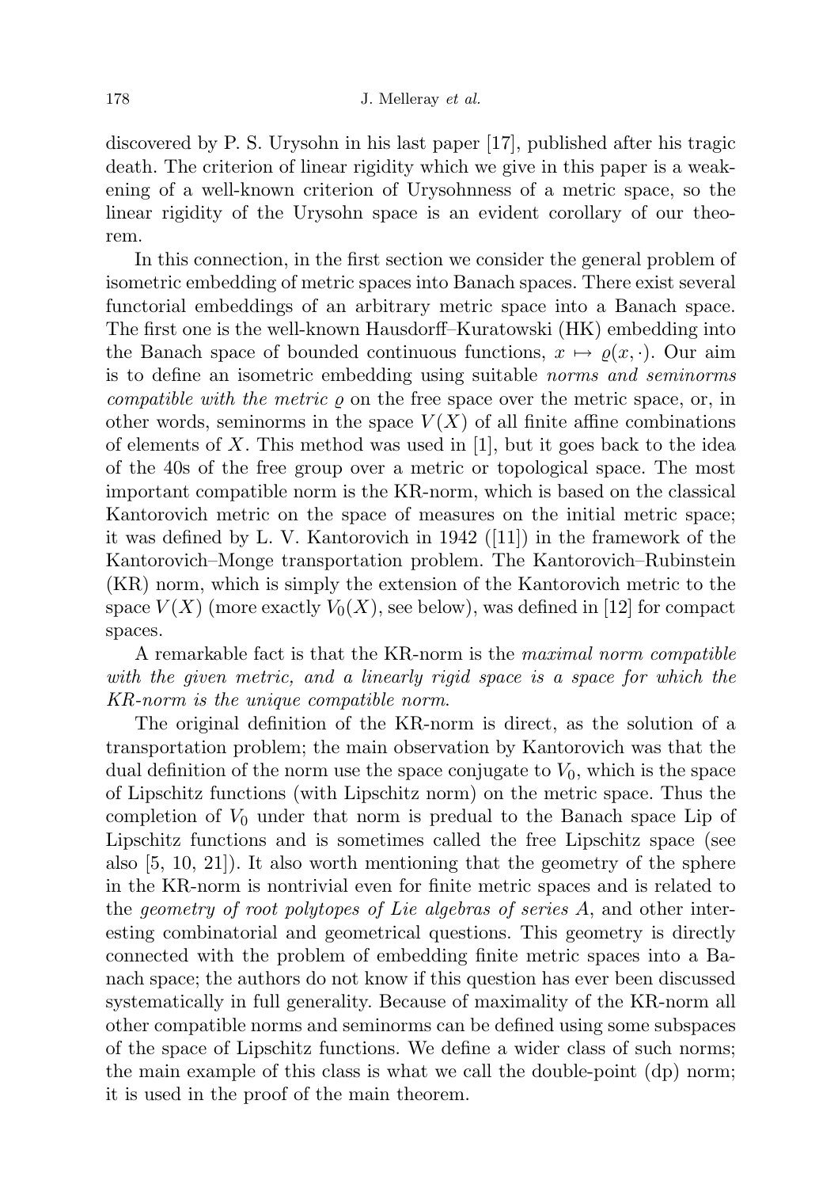discovered by P. S. Urysohn in his last paper [17], published after his tragic death. The criterion of linear rigidity which we give in this paper is a weakening of a well-known criterion of Urysohnness of a metric space, so the linear rigidity of the Urysohn space is an evident corollary of our theorem.

In this connection, in the first section we consider the general problem of isometric embedding of metric spaces into Banach spaces. There exist several functorial embeddings of an arbitrary metric space into a Banach space. The first one is the well-known Hausdorff–Kuratowski (HK) embedding into the Banach space of bounded continuous functions, $x \mapsto \varrho(x, \cdot)$. Our aim is to define an isometric embedding using suitable *norms and seminorms compatible with the metric* $\varrho$ on the free space over the metric space, or, in other words, seminorms in the space $V(X)$ of all finite affine combinations of elements of $X$. This method was used in [1], but it goes back to the idea of the 40s of the free group over a metric or topological space. The most important compatible norm is the KR-norm, which is based on the classical Kantorovich metric on the space of measures on the initial metric space; it was defined by L. V. Kantorovich in 1942 ([11]) in the framework of the Kantorovich–Monge transportation problem. The Kantorovich–Rubinstein (KR) norm, which is simply the extension of the Kantorovich metric to the space $V(X)$ (more exactly $V_0(X)$, see below), was defined in [12] for compact spaces.

A remarkable fact is that the KR-norm is the *maximal norm compatible with the given metric, and a linearly rigid space is a space for which the KR-norm is the unique compatible norm*.

The original definition of the KR-norm is direct, as the solution of a transportation problem; the main observation by Kantorovich was that the dual definition of the norm use the space conjugate to $V_0$, which is the space of Lipschitz functions (with Lipschitz norm) on the metric space. Thus the completion of $V_0$ under that norm is predual to the Banach space Lip of Lipschitz functions and is sometimes called the free Lipschitz space (see also [5, 10, 21]). It also worth mentioning that the geometry of the sphere in the KR-norm is nontrivial even for finite metric spaces and is related to the *geometry of root polytopes of Lie algebras of series A*, and other interesting combinatorial and geometrical questions. This geometry is directly connected with the problem of embedding finite metric spaces into a Banach space; the authors do not know if this question has ever been discussed systematically in full generality. Because of maximality of the KR-norm all other compatible norms and seminorms can be defined using some subspaces of the space of Lipschitz functions. We define a wider class of such norms; the main example of this class is what we call the double-point (dp) norm; it is used in the proof of the main theorem.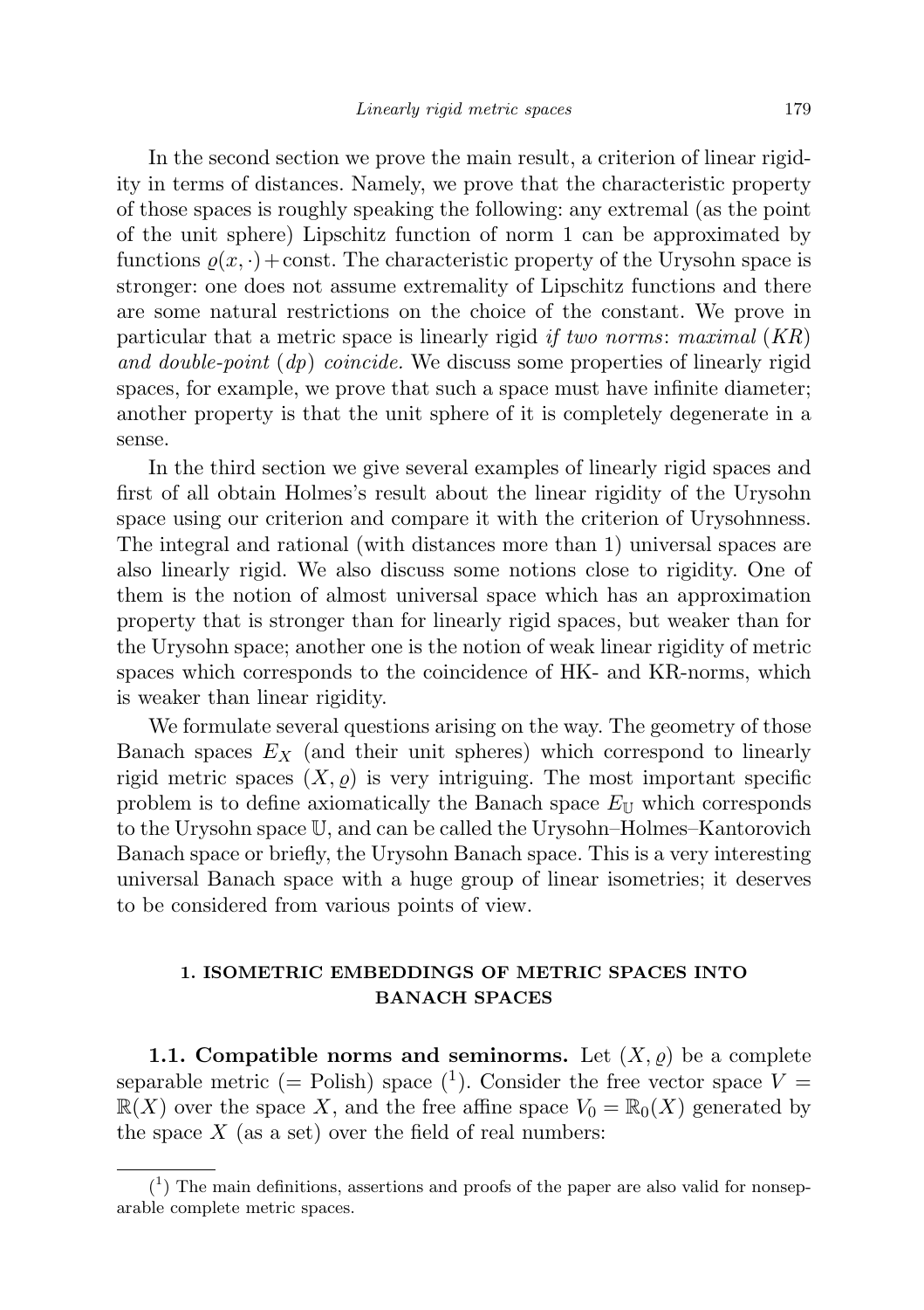In the second section we prove the main result, a criterion of linear rigidity in terms of distances. Namely, we prove that the characteristic property of those spaces is roughly speaking the following: any extremal (as the point of the unit sphere) Lipschitz function of norm 1 can be approximated by functions $\varrho(x,\cdot)+\text{const}$. The characteristic property of the Urysohn space is stronger: one does not assume extremality of Lipschitz functions and there are some natural restrictions on the choice of the constant. We prove in particular that a metric space is linearly rigid *if two norms*: *maximal* ($KR$) *and double-point* ($dp$) *coincide.* We discuss some properties of linearly rigid spaces, for example, we prove that such a space must have infinite diameter; another property is that the unit sphere of it is completely degenerate in a sense.

In the third section we give several examples of linearly rigid spaces and first of all obtain Holmes's result about the linear rigidity of the Urysohn space using our criterion and compare it with the criterion of Urysohnness. The integral and rational (with distances more than 1) universal spaces are also linearly rigid. We also discuss some notions close to rigidity. One of them is the notion of almost universal space which has an approximation property that is stronger than for linearly rigid spaces, but weaker than for the Urysohn space; another one is the notion of weak linear rigidity of metric spaces which corresponds to the coincidence of HK- and KR-norms, which is weaker than linear rigidity.

We formulate several questions arising on the way. The geometry of those Banach spaces $E_X$ (and their unit spheres) which correspond to linearly rigid metric spaces $(X,\varrho)$ is very intriguing. The most important specific problem is to define axiomatically the Banach space $E_{\mathbb{U}}$ which corresponds to the Urysohn space $\mathbb{U}$, and can be called the Urysohn–Holmes–Kantorovich Banach space or briefly, the Urysohn Banach space. This is a very interesting universal Banach space with a huge group of linear isometries; it deserves to be considered from various points of view.

## 1. ISOMETRIC EMBEDDINGS OF METRIC SPACES INTO BANACH SPACES

**1.1. Compatible norms and seminorms.** Let $(X,\varrho)$ be a complete separable metric (= Polish) space ([1]). Consider the free vector space $V=\mathbb{R}(X)$ over the space $X$, and the free affine space $V_0=\mathbb{R}_0(X)$ generated by the space $X$ (as a set) over the field of real numbers:

---

([1]) The main definitions, assertions and proofs of the paper are also valid for nonseparable complete metric spaces.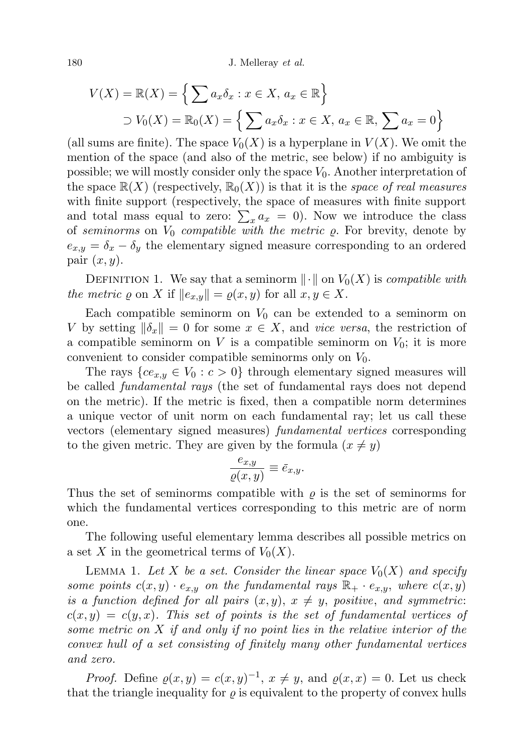$$V(X) = \mathbb{R}(X) = \Big\{ \sum a_x \delta_x : x \in X,\ a_x \in \mathbb{R} \Big\}$$

$$\supset V_0(X) = \mathbb{R}_0(X) = \Big\{ \sum a_x \delta_x : x \in X,\ a_x \in \mathbb{R},\ \sum a_x = 0 \Big\}$$

(all sums are finite). The space $V_0(X)$ is a hyperplane in $V(X)$. We omit the mention of the space (and also of the metric, see below) if no ambiguity is possible; we will mostly consider only the space $V_0$. Another interpretation of the space $\mathbb{R}(X)$ (respectively, $\mathbb{R}_0(X)$) is that it is the *space of real measures* with finite support (respectively, the space of measures with finite support and total mass equal to zero: $\sum_x a_x = 0$). Now we introduce the class of *seminorms* on $V_0$ *compatible with the metric* $\varrho$. For brevity, denote by $e_{x,y} = \delta_x - \delta_y$ the elementary signed measure corresponding to an ordered pair $(x, y)$.

Definition 1. We say that a seminorm $\|\cdot\|$ on $V_0(X)$ is *compatible with the metric* $\varrho$ on $X$ if $\|e_{x,y}\| = \varrho(x, y)$ for all $x, y \in X$.

Each compatible seminorm on $V_0$ can be extended to a seminorm on $V$ by setting $\|\delta_x\| = 0$ for some $x \in X$, and *vice versa*, the restriction of a compatible seminorm on $V$ is a compatible seminorm on $V_0$; it is more convenient to consider compatible seminorms only on $V_0$.

The rays $\{ce_{x,y} \in V_0 : c > 0\}$ through elementary signed measures will be called *fundamental rays* (the set of fundamental rays does not depend on the metric). If the metric is fixed, then a compatible norm determines a unique vector of unit norm on each fundamental ray; let us call these vectors (elementary signed measures) *fundamental vertices* corresponding to the given metric. They are given by the formula ($x \neq y$)

$$\frac{e_{x,y}}{\varrho(x, y)} \equiv \bar{e}_{x,y}.$$

Thus the set of seminorms compatible with $\varrho$ is the set of seminorms for which the fundamental vertices corresponding to this metric are of norm one.

The following useful elementary lemma describes all possible metrics on a set $X$ in the geometrical terms of $V_0(X)$.

Lemma 1. *Let $X$ be a set. Consider the linear space $V_0(X)$ and specify some points $c(x, y) \cdot e_{x,y}$ on the fundamental rays $\mathbb{R}_+ \cdot e_{x,y}$, where $c(x, y)$ is a function defined for all pairs $(x, y)$, $x \neq y$, positive, and symmetric: $c(x, y) = c(y, x)$. This set of points is the set of fundamental vertices of some metric on $X$ if and only if no point lies in the relative interior of the convex hull of a set consisting of finitely many other fundamental vertices and zero.*

*Proof.* Define $\varrho(x, y) = c(x, y)^{-1}$, $x \neq y$, and $\varrho(x, x) = 0$. Let us check that the triangle inequality for $\varrho$ is equivalent to the property of convex hulls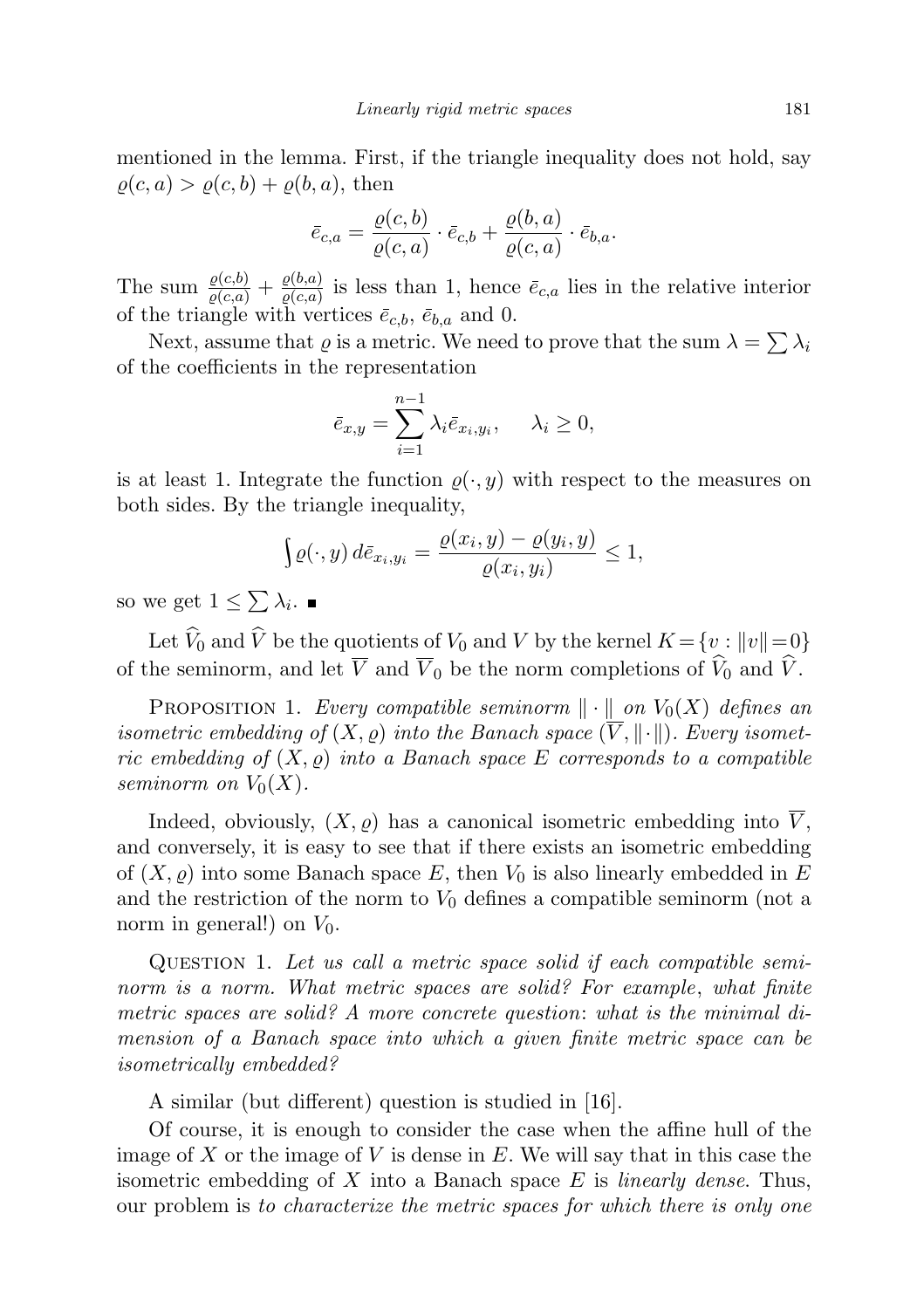mentioned in the lemma. First, if the triangle inequality does not hold, say $\varrho(c,a) > \varrho(c,b) + \varrho(b,a)$, then

$$\bar{e}_{c,a} = \frac{\varrho(c,b)}{\varrho(c,a)} \cdot \bar{e}_{c,b} + \frac{\varrho(b,a)}{\varrho(c,a)} \cdot \bar{e}_{b,a}.$$

The sum $\frac{\varrho(c,b)}{\varrho(c,a)} + \frac{\varrho(b,a)}{\varrho(c,a)}$ is less than 1, hence $\bar{e}_{c,a}$ lies in the relative interior of the triangle with vertices $\bar{e}_{c,b}$, $\bar{e}_{b,a}$ and 0.

Next, assume that $\varrho$ is a metric. We need to prove that the sum $\lambda = \sum \lambda_i$ of the coefficients in the representation

$$\bar{e}_{x,y} = \sum_{i=1}^{n-1} \lambda_i \bar{e}_{x_i,y_i}, \qquad \lambda_i \geq 0,$$

is at least 1. Integrate the function $\varrho(\cdot, y)$ with respect to the measures on both sides. By the triangle inequality,

$$\int \varrho(\cdot, y)\, d\bar{e}_{x_i,y_i} = \frac{\varrho(x_i,y) - \varrho(y_i,y)}{\varrho(x_i,y_i)} \leq 1,$$

so we get $1 \leq \sum \lambda_i$. ■

Let $\widehat{V}_0$ and $\widehat{V}$ be the quotients of $V_0$ and $V$ by the kernel $K = \{v : \|v\| = 0\}$ of the seminorm, and let $\overline{V}$ and $\overline{V}_0$ be the norm completions of $\widehat{V}_0$ and $\widehat{V}$.

Proposition 1. *Every compatible seminorm $\|\cdot\|$ on $V_0(X)$ defines an isometric embedding of $(X, \varrho)$ into the Banach space $(\overline{V}, \|\cdot\|)$. Every isometric embedding of $(X, \varrho)$ into a Banach space $E$ corresponds to a compatible seminorm on $V_0(X)$.*

Indeed, obviously, $(X, \varrho)$ has a canonical isometric embedding into $\overline{V}$, and conversely, it is easy to see that if there exists an isometric embedding of $(X, \varrho)$ into some Banach space $E$, then $V_0$ is also linearly embedded in $E$ and the restriction of the norm to $V_0$ defines a compatible seminorm (not a norm in general!) on $V_0$.

Question 1. *Let us call a metric space solid if each compatible seminorm is a norm. What metric spaces are solid? For example, what finite metric spaces are solid? A more concrete question: what is the minimal dimension of a Banach space into which a given finite metric space can be isometrically embedded?*

A similar (but different) question is studied in [16].

Of course, it is enough to consider the case when the affine hull of the image of $X$ or the image of $V$ is dense in $E$. We will say that in this case the isometric embedding of $X$ into a Banach space $E$ is *linearly dense*. Thus, our problem is *to characterize the metric spaces for which there is only one*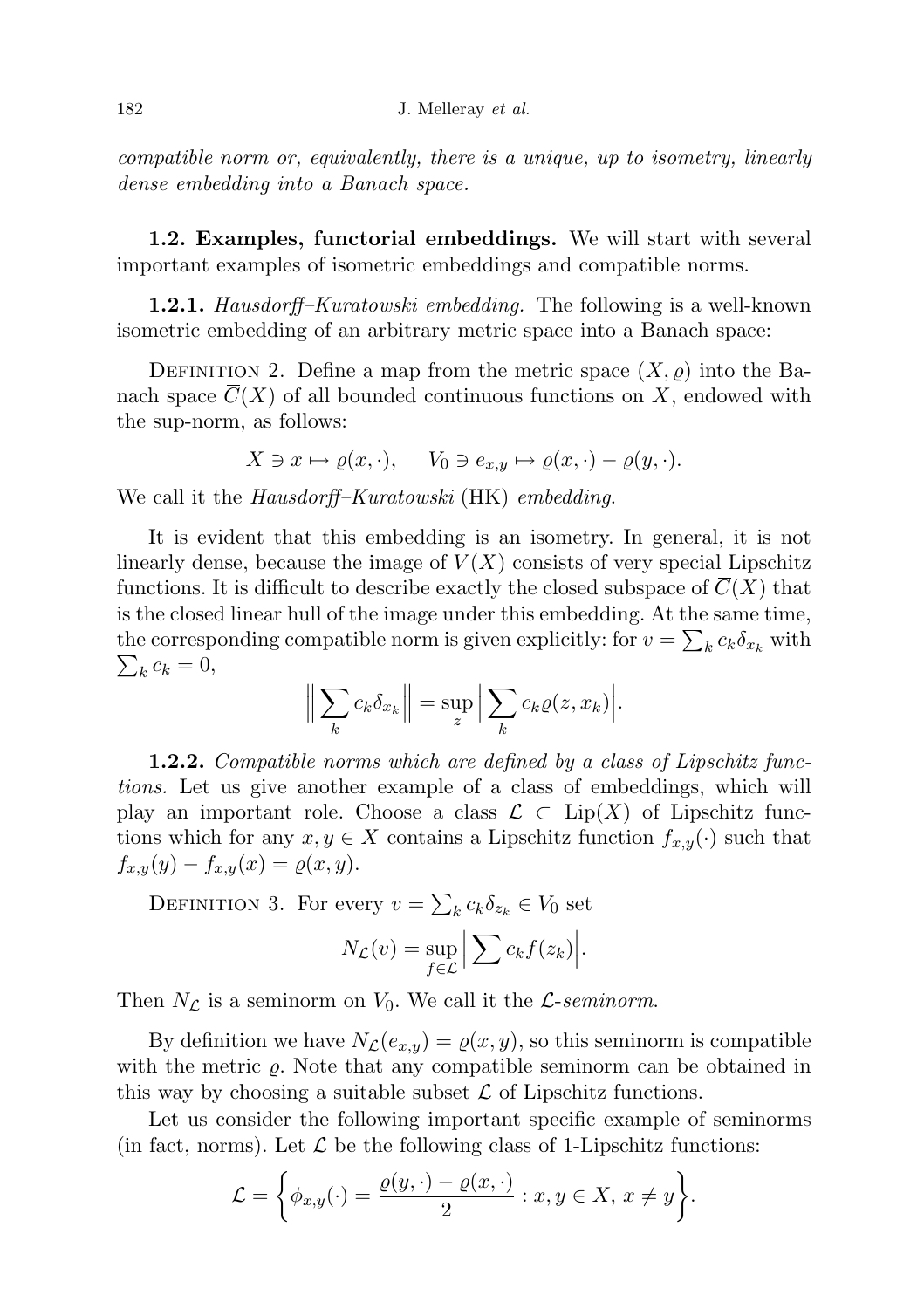*compatible norm or, equivalently, there is a unique, up to isometry, linearly dense embedding into a Banach space.*

**1.2. Examples, functorial embeddings.** We will start with several important examples of isometric embeddings and compatible norms.

**1.2.1.** *Hausdorff–Kuratowski embedding.* The following is a well-known isometric embedding of an arbitrary metric space into a Banach space:

Definition 2. Define a map from the metric space $(X, \varrho)$ into the Banach space $\overline{C}(X)$ of all bounded continuous functions on $X$, endowed with the sup-norm, as follows:

$$X \ni x \mapsto \varrho(x, \cdot), \qquad V_0 \ni e_{x,y} \mapsto \varrho(x, \cdot) - \varrho(y, \cdot).$$

We call it the *Hausdorff–Kuratowski* (HK) *embedding*.

It is evident that this embedding is an isometry. In general, it is not linearly dense, because the image of $V(X)$ consists of very special Lipschitz functions. It is difficult to describe exactly the closed subspace of $\overline{C}(X)$ that is the closed linear hull of the image under this embedding. At the same time, the corresponding compatible norm is given explicitly: for $v = \sum_k c_k \delta_{x_k}$ with $\sum_k c_k = 0$,

$$\Big\| \sum_k c_k \delta_{x_k} \Big\| = \sup_z \Big| \sum_k c_k \varrho(z, x_k) \Big|.$$

**1.2.2.** *Compatible norms which are defined by a class of Lipschitz functions.* Let us give another example of a class of embeddings, which will play an important role. Choose a class $\mathcal{L} \subset \mathrm{Lip}(X)$ of Lipschitz functions which for any $x, y \in X$ contains a Lipschitz function $f_{x,y}(\cdot)$ such that $f_{x,y}(y) - f_{x,y}(x) = \varrho(x, y)$.

Definition 3. For every $v = \sum_k c_k \delta_{z_k} \in V_0$ set

$$N_{\mathcal{L}}(v) = \sup_{f \in \mathcal{L}} \Big| \sum c_k f(z_k) \Big|.$$

Then $N_{\mathcal{L}}$ is a seminorm on $V_0$. We call it the $\mathcal{L}$-*seminorm*.

By definition we have $N_{\mathcal{L}}(e_{x,y}) = \varrho(x, y)$, so this seminorm is compatible with the metric $\varrho$. Note that any compatible seminorm can be obtained in this way by choosing a suitable subset $\mathcal{L}$ of Lipschitz functions.

Let us consider the following important specific example of seminorms (in fact, norms). Let $\mathcal{L}$ be the following class of 1-Lipschitz functions:

$$\mathcal{L} = \left\{ \phi_{x,y}(\cdot) = \frac{\varrho(y, \cdot) - \varrho(x, \cdot)}{2} : x, y \in X, \ x \neq y \right\}.$$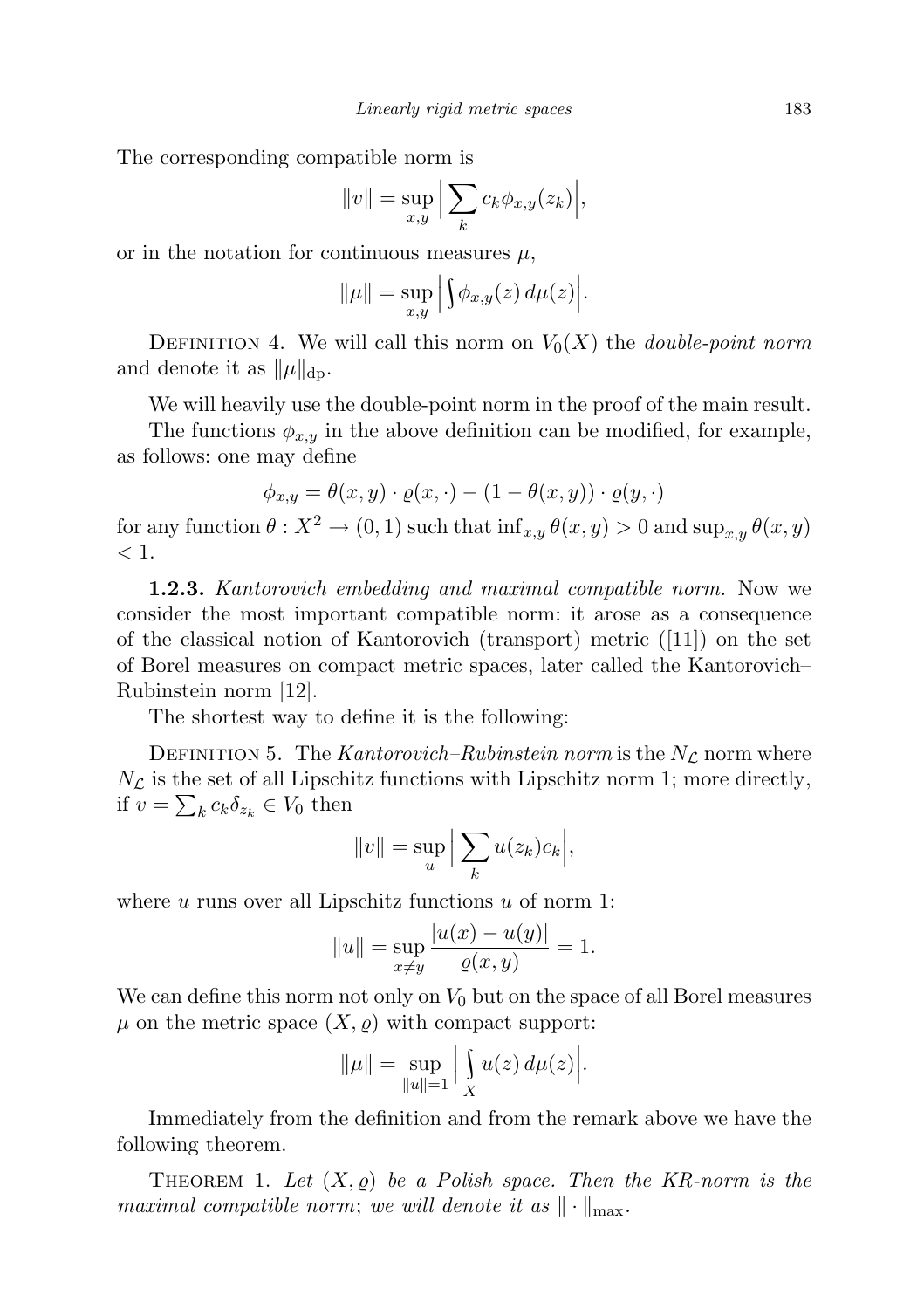The corresponding compatible norm is

$$\|v\| = \sup_{x,y} \Big| \sum_k c_k \phi_{x,y}(z_k) \Big|,$$

or in the notation for continuous measures $\mu$,

$$\|\mu\| = \sup_{x,y} \Big| \int \phi_{x,y}(z)\, d\mu(z) \Big|.$$

Definition 4. We will call this norm on $V_0(X)$ the *double-point norm* and denote it as $\|\mu\|_{\mathrm{dp}}$.

We will heavily use the double-point norm in the proof of the main result.

The functions $\phi_{x,y}$ in the above definition can be modified, for example, as follows: one may define

$$\phi_{x,y} = \theta(x,y) \cdot \varrho(x,\cdot) - (1 - \theta(x,y)) \cdot \varrho(y,\cdot)$$

for any function $\theta : X^2 \to (0,1)$ such that $\inf_{x,y} \theta(x,y) > 0$ and $\sup_{x,y} \theta(x,y) < 1$.

**1.2.3.** *Kantorovich embedding and maximal compatible norm.* Now we consider the most important compatible norm: it arose as a consequence of the classical notion of Kantorovich (transport) metric ([11]) on the set of Borel measures on compact metric spaces, later called the Kantorovich–Rubinstein norm [12].

The shortest way to define it is the following:

Definition 5. The *Kantorovich–Rubinstein norm* is the $N_{\mathcal{L}}$ norm where $N_{\mathcal{L}}$ is the set of all Lipschitz functions with Lipschitz norm 1; more directly, if $v = \sum_k c_k \delta_{z_k} \in V_0$ then

$$\|v\| = \sup_u \Big| \sum_k u(z_k) c_k \Big|,$$

where $u$ runs over all Lipschitz functions $u$ of norm 1:

$$\|u\| = \sup_{x \neq y} \frac{|u(x) - u(y)|}{\varrho(x,y)} = 1.$$

We can define this norm not only on $V_0$ but on the space of all Borel measures $\mu$ on the metric space $(X, \varrho)$ with compact support:

$$\|\mu\| = \sup_{\|u\|=1} \Big| \int_X u(z)\, d\mu(z) \Big|.$$

Immediately from the definition and from the remark above we have the following theorem.

Theorem 1. *Let $(X, \varrho)$ be a Polish space. Then the KR-norm is the maximal compatible norm*; *we will denote it as $\|\cdot\|_{\max}$.*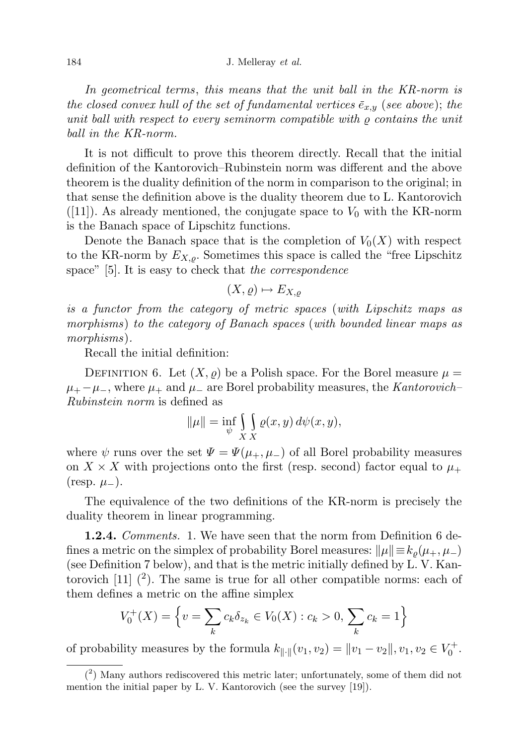*In geometrical terms*, *this means that the unit ball in the KR-norm is the closed convex hull of the set of fundamental vertices* $\bar{e}_{x,y}$ (*see above*); *the unit ball with respect to every seminorm compatible with* $\varrho$ *contains the unit ball in the KR-norm.*

It is not difficult to prove this theorem directly. Recall that the initial definition of the Kantorovich–Rubinstein norm was different and the above theorem is the duality definition of the norm in comparison to the original; in that sense the definition above is the duality theorem due to L. Kantorovich ([11]). As already mentioned, the conjugate space to $V_0$ with the KR-norm is the Banach space of Lipschitz functions.

Denote the Banach space that is the completion of $V_0(X)$ with respect to the KR-norm by $E_{X,\varrho}$. Sometimes this space is called the "free Lipschitz space" [5]. It is easy to check that *the correspondence*

$$(X, \varrho) \mapsto E_{X,\varrho}$$

*is a functor from the category of metric spaces* (*with Lipschitz maps as morphisms*) *to the category of Banach spaces* (*with bounded linear maps as morphisms*).

Recall the initial definition:

Definition 6. Let $(X, \varrho)$ be a Polish space. For the Borel measure $\mu = \mu_+ - \mu_-$, where $\mu_+$ and $\mu_-$ are Borel probability measures, the *Kantorovich–Rubinstein norm* is defined as

$$\|\mu\| = \inf_{\psi} \int\limits_X \int\limits_X \varrho(x, y)\, d\psi(x, y),$$

where $\psi$ runs over the set $\Psi = \Psi(\mu_+, \mu_-)$ of all Borel probability measures on $X \times X$ with projections onto the first (resp. second) factor equal to $\mu_+$ (resp. $\mu_-$).

The equivalence of the two definitions of the KR-norm is precisely the duality theorem in linear programming.

**1.2.4.** *Comments.* 1. We have seen that the norm from Definition 6 defines a metric on the simplex of probability Borel measures: $\|\mu\| \equiv k_\varrho(\mu_+, \mu_-)$ (see Definition 7 below), and that is the metric initially defined by L. V. Kantorovich [11] ([2]). The same is true for all other compatible norms: each of them defines a metric on the affine simplex

$$V_0^+(X) = \Big\{ v = \sum_k c_k \delta_{z_k} \in V_0(X) : c_k > 0, \sum_k c_k = 1 \Big\}$$

of probability measures by the formula $k_{\|\cdot\|}(v_1, v_2) = \|v_1 - v_2\|$, $v_1, v_2 \in V_0^+$.

([2]) Many authors rediscovered this metric later; unfortunately, some of them did not mention the initial paper by L. V. Kantorovich (see the survey [19]).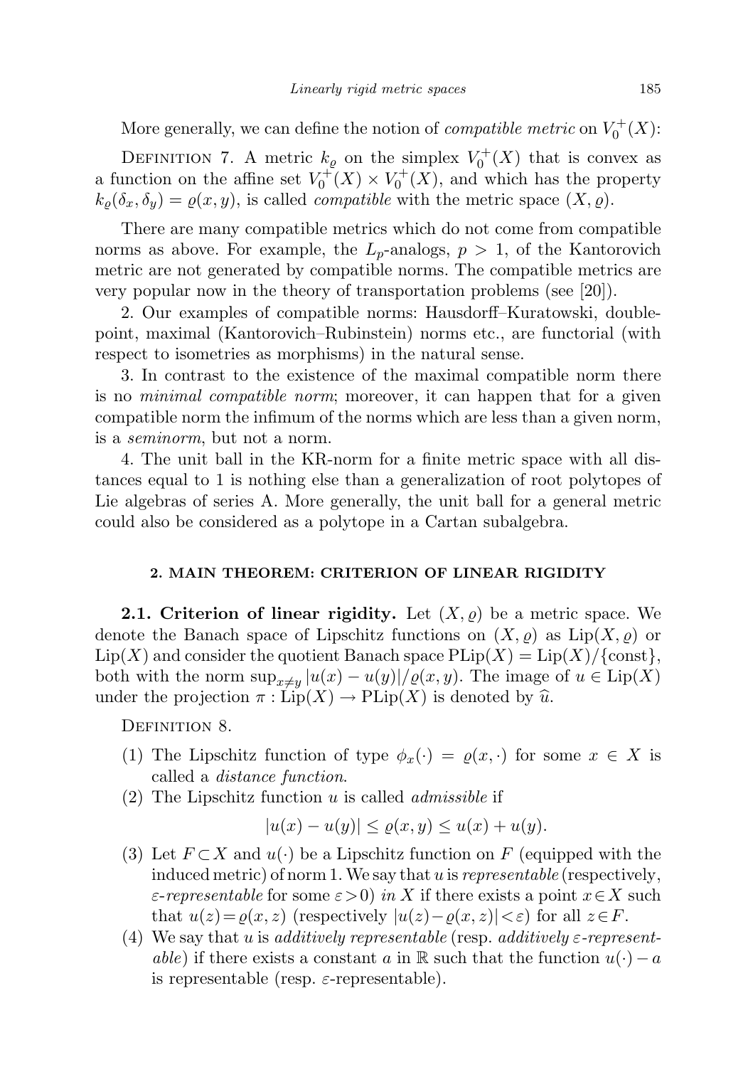More generally, we can define the notion of *compatible metric* on $V_0^+(X)$:

Definition 7. A metric $k_\varrho$ on the simplex $V_0^+(X)$ that is convex as a function on the affine set $V_0^+(X) \times V_0^+(X)$, and which has the property $k_\varrho(\delta_x, \delta_y) = \varrho(x, y)$, is called *compatible* with the metric space $(X, \varrho)$.

There are many compatible metrics which do not come from compatible norms as above. For example, the $L_p$-analogs, $p > 1$, of the Kantorovich metric are not generated by compatible norms. The compatible metrics are very popular now in the theory of transportation problems (see [20]).

2. Our examples of compatible norms: Hausdorff–Kuratowski, double-point, maximal (Kantorovich–Rubinstein) norms etc., are functorial (with respect to isometries as morphisms) in the natural sense.

3. In contrast to the existence of the maximal compatible norm there is no *minimal compatible norm*; moreover, it can happen that for a given compatible norm the infimum of the norms which are less than a given norm, is a *seminorm*, but not a norm.

4. The unit ball in the KR-norm for a finite metric space with all distances equal to 1 is nothing else than a generalization of root polytopes of Lie algebras of series A. More generally, the unit ball for a general metric could also be considered as a polytope in a Cartan subalgebra.

## 2. MAIN THEOREM: CRITERION OF LINEAR RIGIDITY

**2.1. Criterion of linear rigidity.** Let $(X, \varrho)$ be a metric space. We denote the Banach space of Lipschitz functions on $(X, \varrho)$ as $\mathrm{Lip}(X, \varrho)$ or $\mathrm{Lip}(X)$ and consider the quotient Banach space $\mathrm{PLip}(X) = \mathrm{Lip}(X)/\{\mathrm{const}\}$, both with the norm $\sup_{x \neq y} |u(x) - u(y)|/\varrho(x, y)$. The image of $u \in \mathrm{Lip}(X)$ under the projection $\pi : \mathrm{Lip}(X) \to \mathrm{PLip}(X)$ is denoted by $\widehat{u}$.

Definition 8.

(1) The Lipschitz function of type $\phi_x(\cdot) = \varrho(x, \cdot)$ for some $x \in X$ is called a *distance function*.

(2) The Lipschitz function $u$ is called *admissible* if

$$|u(x) - u(y)| \leq \varrho(x, y) \leq u(x) + u(y).$$

(3) Let $F \subset X$ and $u(\cdot)$ be a Lipschitz function on $F$ (equipped with the induced metric) of norm 1. We say that $u$ is *representable* (respectively, *$\varepsilon$-representable* for some $\varepsilon > 0$) *in* $X$ if there exists a point $x \in X$ such that $u(z) = \varrho(x, z)$ (respectively $|u(z) - \varrho(x, z)| < \varepsilon$) for all $z \in F$.

(4) We say that $u$ is *additively representable* (resp. *additively $\varepsilon$-representable*) if there exists a constant $a$ in $\mathbb{R}$ such that the function $u(\cdot) - a$ is representable (resp. $\varepsilon$-representable).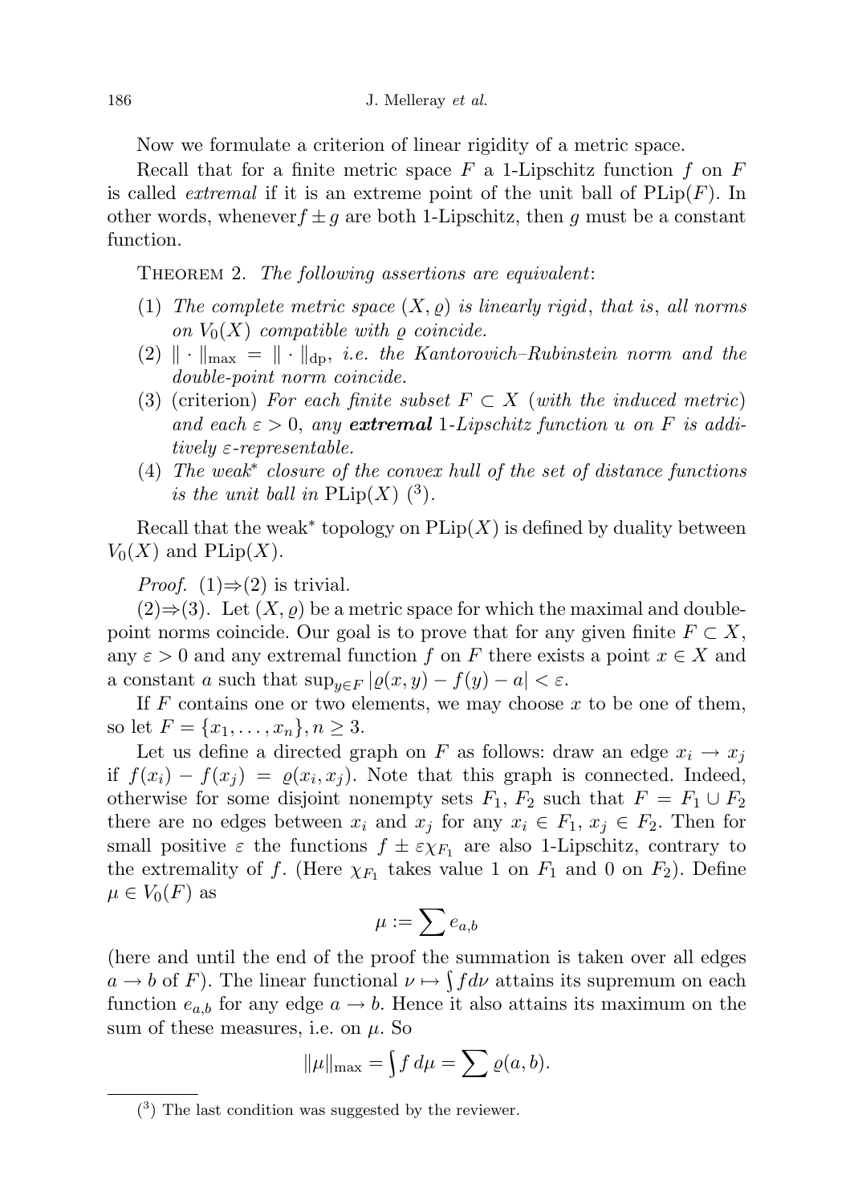Now we formulate a criterion of linear rigidity of a metric space.

Recall that for a finite metric space $F$ a 1-Lipschitz function $f$ on $F$ is called *extremal* if it is an extreme point of the unit ball of $\mathrm{PLip}(F)$. In other words, whenever $f \pm g$ are both 1-Lipschitz, then $g$ must be a constant function.

THEOREM 2. *The following assertions are equivalent*:

1. *The complete metric space* $(X, \varrho)$ *is linearly rigid*, *that is*, *all norms on* $V_0(X)$ *compatible with* $\varrho$ *coincide.*
2. $\|\cdot\|_{\max} = \|\cdot\|_{\mathrm{dp}}$, *i.e. the Kantorovich–Rubinstein norm and the double-point norm coincide.*
3. (criterion) *For each finite subset* $F \subset X$ (*with the induced metric*) *and each* $\varepsilon > 0$, *any* ***extremal*** *1-Lipschitz function* $u$ *on* $F$ *is additively* $\varepsilon$*-representable.*
4. *The weak\* closure of the convex hull of the set of distance functions is the unit ball in* $\mathrm{PLip}(X)$ [3].

Recall that the weak* topology on $\mathrm{PLip}(X)$ is defined by duality between $V_0(X)$ and $\mathrm{PLip}(X)$.

*Proof.* (1)⇒(2) is trivial.

(2)⇒(3). Let $(X, \varrho)$ be a metric space for which the maximal and double-point norms coincide. Our goal is to prove that for any given finite $F \subset X$, any $\varepsilon > 0$ and any extremal function $f$ on $F$ there exists a point $x \in X$ and a constant $a$ such that $\sup_{y \in F} |\varrho(x, y) - f(y) - a| < \varepsilon$.

If $F$ contains one or two elements, we may choose $x$ to be one of them, so let $F = \{x_1, \dots, x_n\}, n \geq 3$.

Let us define a directed graph on $F$ as follows: draw an edge $x_i \to x_j$ if $f(x_i) - f(x_j) = \varrho(x_i, x_j)$. Note that this graph is connected. Indeed, otherwise for some disjoint nonempty sets $F_1$, $F_2$ such that $F = F_1 \cup F_2$ there are no edges between $x_i$ and $x_j$ for any $x_i \in F_1$, $x_j \in F_2$. Then for small positive $\varepsilon$ the functions $f \pm \varepsilon\chi_{F_1}$ are also 1-Lipschitz, contrary to the extremality of $f$. (Here $\chi_{F_1}$ takes value 1 on $F_1$ and 0 on $F_2$). Define $\mu \in V_0(F)$ as

$$\mu := \sum e_{a,b}$$

(here and until the end of the proof the summation is taken over all edges $a \to b$ of $F$). The linear functional $\nu \mapsto \int f d\nu$ attains its supremum on each function $e_{a,b}$ for any edge $a \to b$. Hence it also attains its maximum on the sum of these measures, i.e. on $\mu$. So

$$\|\mu\|_{\max} = \int f \, d\mu = \sum \varrho(a, b).$$

[3] The last condition was suggested by the reviewer.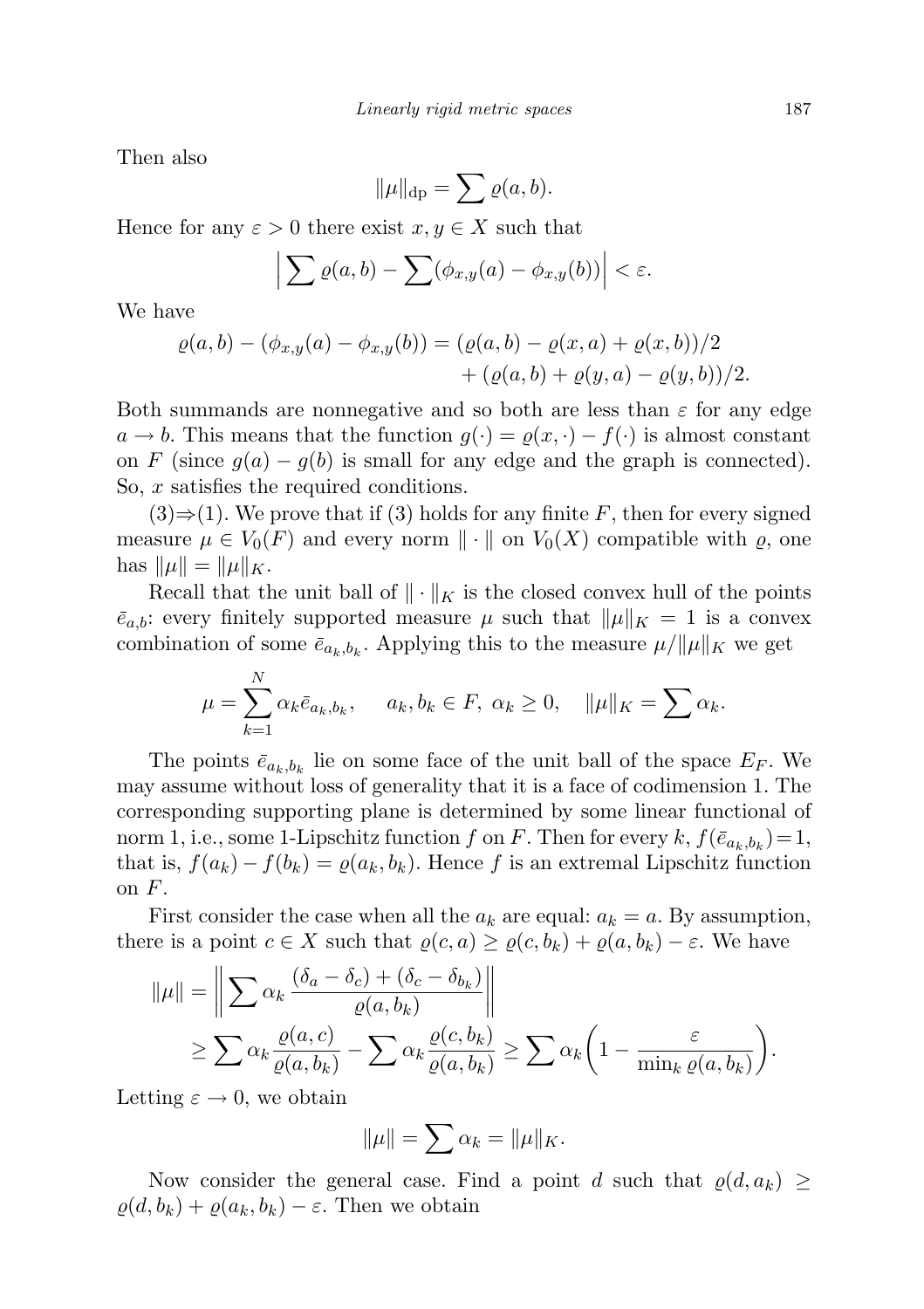Then also

$$\|\mu\|_{\mathrm{dp}} = \sum \varrho(a,b).$$

Hence for any $\varepsilon > 0$ there exist $x, y \in X$ such that

$$\Big| \sum \varrho(a,b) - \sum (\phi_{x,y}(a) - \phi_{x,y}(b)) \Big| < \varepsilon.$$

We have

$$\begin{aligned} \varrho(a,b) - (\phi_{x,y}(a) - \phi_{x,y}(b)) = {} & (\varrho(a,b) - \varrho(x,a) + \varrho(x,b))/2 \\ & + (\varrho(a,b) + \varrho(y,a) - \varrho(y,b))/2. \end{aligned}$$

Both summands are nonnegative and so both are less than $\varepsilon$ for any edge $a \to b$. This means that the function $g(\cdot) = \varrho(x,\cdot) - f(\cdot)$ is almost constant on $F$ (since $g(a) - g(b)$ is small for any edge and the graph is connected). So, $x$ satisfies the required conditions.

(3)$\Rightarrow$(1). We prove that if (3) holds for any finite $F$, then for every signed measure $\mu \in V_0(F)$ and every norm $\|\cdot\|$ on $V_0(X)$ compatible with $\varrho$, one has $\|\mu\| = \|\mu\|_K$.

Recall that the unit ball of $\|\cdot\|_K$ is the closed convex hull of the points $\bar{e}_{a,b}$: every finitely supported measure $\mu$ such that $\|\mu\|_K = 1$ is a convex combination of some $\bar{e}_{a_k,b_k}$. Applying this to the measure $\mu/\|\mu\|_K$ we get

$$\mu = \sum_{k=1}^{N} \alpha_k \bar{e}_{a_k,b_k}, \qquad a_k, b_k \in F,\ \alpha_k \geq 0, \quad \|\mu\|_K = \sum \alpha_k.$$

The points $\bar{e}_{a_k,b_k}$ lie on some face of the unit ball of the space $E_F$. We may assume without loss of generality that it is a face of codimension 1. The corresponding supporting plane is determined by some linear functional of norm 1, i.e., some 1-Lipschitz function $f$ on $F$. Then for every $k$, $f(\bar{e}_{a_k,b_k}) = 1$, that is, $f(a_k) - f(b_k) = \varrho(a_k, b_k)$. Hence $f$ is an extremal Lipschitz function on $F$.

First consider the case when all the $a_k$ are equal: $a_k = a$. By assumption, there is a point $c \in X$ such that $\varrho(c,a) \geq \varrho(c,b_k) + \varrho(a,b_k) - \varepsilon$. We have

$$\begin{aligned} \|\mu\| &= \left\| \sum \alpha_k \frac{(\delta_a - \delta_c) + (\delta_c - \delta_{b_k})}{\varrho(a,b_k)} \right\| \\ &\geq \sum \alpha_k \frac{\varrho(a,c)}{\varrho(a,b_k)} - \sum \alpha_k \frac{\varrho(c,b_k)}{\varrho(a,b_k)} \geq \sum \alpha_k \bigg( 1 - \frac{\varepsilon}{\min_k \varrho(a,b_k)} \bigg). \end{aligned}$$

Letting $\varepsilon \to 0$, we obtain

$$\|\mu\| = \sum \alpha_k = \|\mu\|_K.$$

Now consider the general case. Find a point $d$ such that $\varrho(d, a_k) \geq \varrho(d, b_k) + \varrho(a_k, b_k) - \varepsilon$. Then we obtain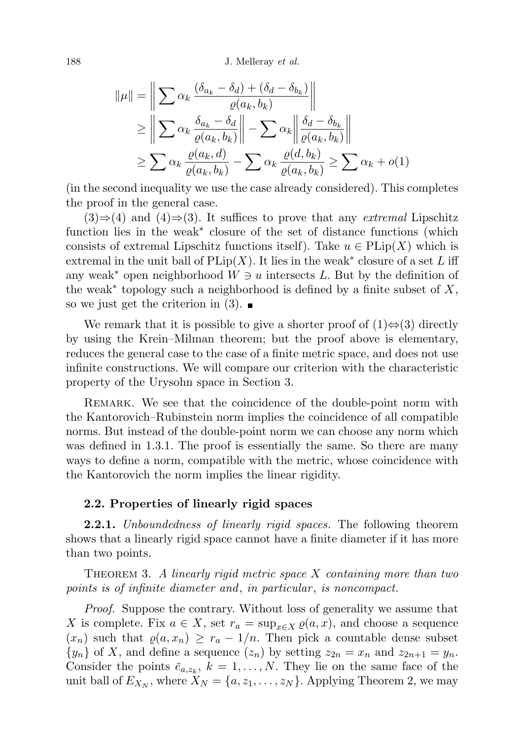$$
\begin{aligned}
\|\mu\| &= \left\| \sum \alpha_k \, \frac{(\delta_{a_k} - \delta_d) + (\delta_d - \delta_{b_k})}{\varrho(a_k, b_k)} \right\| \\
&\geq \left\| \sum \alpha_k \, \frac{\delta_{a_k} - \delta_d}{\varrho(a_k, b_k)} \right\| - \sum \alpha_k \left\| \frac{\delta_d - \delta_{b_k}}{\varrho(a_k, b_k)} \right\| \\
&\geq \sum \alpha_k \, \frac{\varrho(a_k, d)}{\varrho(a_k, b_k)} - \sum \alpha_k \, \frac{\varrho(d, b_k)}{\varrho(a_k, b_k)} \geq \sum \alpha_k + o(1)
\end{aligned}
$$

(in the second inequality we use the case already considered). This completes the proof in the general case.

(3)⇒(4) and (4)⇒(3). It suffices to prove that any *extremal* Lipschitz function lies in the weak$^*$ closure of the set of distance functions (which consists of extremal Lipschitz functions itself). Take $u \in \mathrm{PLip}(X)$ which is extremal in the unit ball of $\mathrm{PLip}(X)$. It lies in the weak$^*$ closure of a set $L$ iff any weak$^*$ open neighborhood $W \ni u$ intersects $L$. But by the definition of the weak$^*$ topology such a neighborhood is defined by a finite subset of $X$, so we just get the criterion in (3). ∎

We remark that it is possible to give a shorter proof of (1)⇔(3) directly by using the Krein–Milman theorem; but the proof above is elementary, reduces the general case to the case of a finite metric space, and does not use infinite constructions. We will compare our criterion with the characteristic property of the Urysohn space in Section 3.

Remark. We see that the coincidence of the double-point norm with the Kantorovich–Rubinstein norm implies the coincidence of all compatible norms. But instead of the double-point norm we can choose any norm which was defined in 1.3.1. The proof is essentially the same. So there are many ways to define a norm, compatible with the metric, whose coincidence with the Kantorovich the norm implies the linear rigidity.

### 2.2. Properties of linearly rigid spaces

**2.2.1.** *Unboundedness of linearly rigid spaces.* The following theorem shows that a linearly rigid space cannot have a finite diameter if it has more than two points.

Theorem 3. *A linearly rigid metric space $X$ containing more than two points is of infinite diameter and, in particular, is noncompact.*

*Proof.* Suppose the contrary. Without loss of generality we assume that $X$ is complete. Fix $a \in X$, set $r_a = \sup_{x \in X} \varrho(a, x)$, and choose a sequence $(x_n)$ such that $\varrho(a, x_n) \geq r_a - 1/n$. Then pick a countable dense subset $\{y_n\}$ of $X$, and define a sequence $(z_n)$ by setting $z_{2n} = x_n$ and $z_{2n+1} = y_n$. Consider the points $\bar{e}_{a,z_k}$, $k = 1, \ldots, N$. They lie on the same face of the unit ball of $E_{X_N}$, where $X_N = \{a, z_1, \ldots, z_N\}$. Applying Theorem 2, we may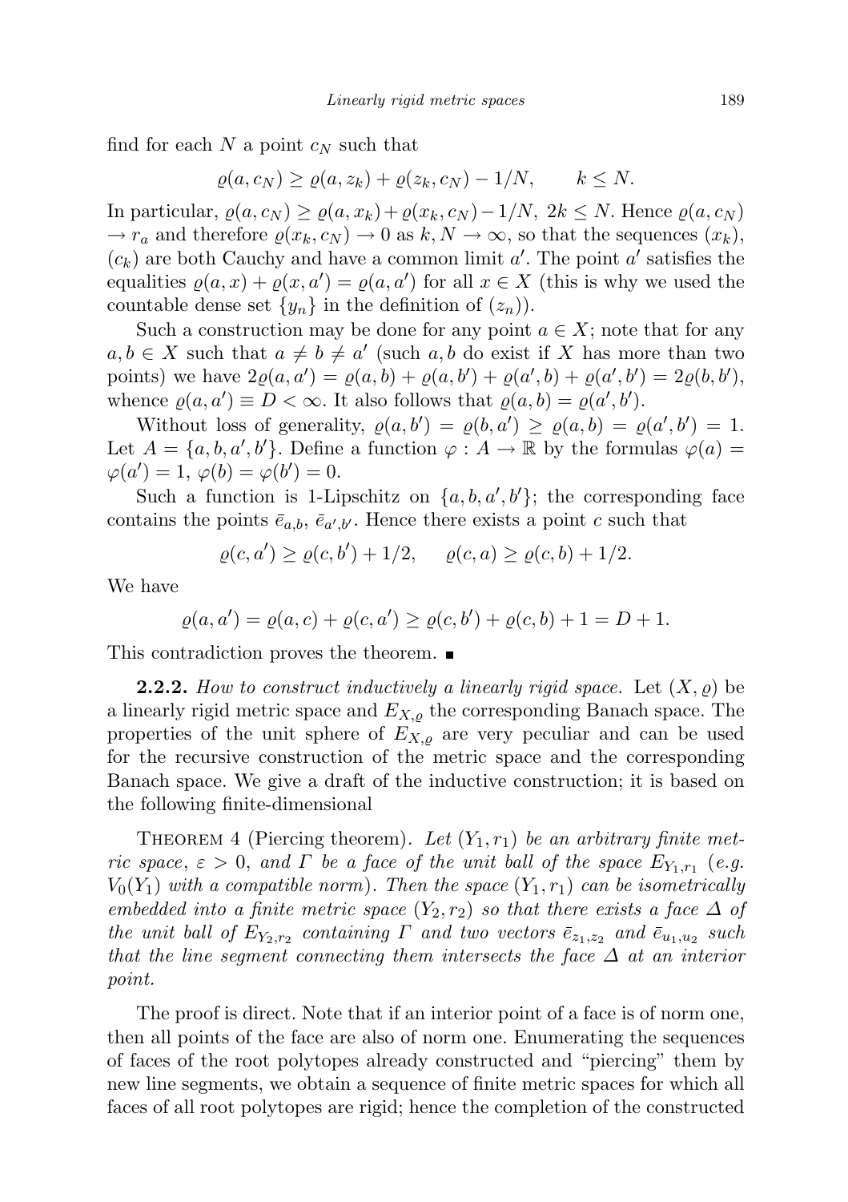find for each $N$ a point $c_N$ such that

$$\varrho(a, c_N) \geq \varrho(a, z_k) + \varrho(z_k, c_N) - 1/N, \qquad k \leq N.$$

In particular, $\varrho(a, c_N) \geq \varrho(a, x_k) + \varrho(x_k, c_N) - 1/N$, $2k \leq N$. Hence $\varrho(a, c_N) \to r_a$ and therefore $\varrho(x_k, c_N) \to 0$ as $k, N \to \infty$, so that the sequences $(x_k)$, $(c_k)$ are both Cauchy and have a common limit $a'$. The point $a'$ satisfies the equalities $\varrho(a, x) + \varrho(x, a') = \varrho(a, a')$ for all $x \in X$ (this is why we used the countable dense set $\{y_n\}$ in the definition of $(z_n)$).

Such a construction may be done for any point $a \in X$; note that for any $a, b \in X$ such that $a \neq b \neq a'$ (such $a, b$ do exist if $X$ has more than two points) we have $2\varrho(a, a') = \varrho(a, b) + \varrho(a, b') + \varrho(a', b) + \varrho(a', b') = 2\varrho(b, b')$, whence $\varrho(a, a') \equiv D < \infty$. It also follows that $\varrho(a, b) = \varrho(a', b')$.

Without loss of generality, $\varrho(a, b') = \varrho(b, a') \geq \varrho(a, b) = \varrho(a', b') = 1$. Let $A = \{a, b, a', b'\}$. Define a function $\varphi : A \to \mathbb{R}$ by the formulas $\varphi(a) = \varphi(a') = 1$, $\varphi(b) = \varphi(b') = 0$.

Such a function is 1-Lipschitz on $\{a, b, a', b'\}$; the corresponding face contains the points $\bar{e}_{a,b}$, $\bar{e}_{a',b'}$. Hence there exists a point $c$ such that

$$\varrho(c, a') \geq \varrho(c, b') + 1/2, \qquad \varrho(c, a) \geq \varrho(c, b) + 1/2.$$

We have

$$\varrho(a, a') = \varrho(a, c) + \varrho(c, a') \geq \varrho(c, b') + \varrho(c, b) + 1 = D + 1.$$

This contradiction proves the theorem. ∎

**2.2.2.** *How to construct inductively a linearly rigid space.* Let $(X, \varrho)$ be a linearly rigid metric space and $E_{X,\varrho}$ the corresponding Banach space. The properties of the unit sphere of $E_{X,\varrho}$ are very peculiar and can be used for the recursive construction of the metric space and the corresponding Banach space. We give a draft of the inductive construction; it is based on the following finite-dimensional

Theorem 4 (Piercing theorem). *Let $(Y_1, r_1)$ be an arbitrary finite metric space, $\varepsilon > 0$, and $\Gamma$ be a face of the unit ball of the space $E_{Y_1,r_1}$ (e.g. $V_0(Y_1)$ with a compatible norm). Then the space $(Y_1, r_1)$ can be isometrically embedded into a finite metric space $(Y_2, r_2)$ so that there exists a face $\Delta$ of the unit ball of $E_{Y_2,r_2}$ containing $\Gamma$ and two vectors $\bar{e}_{z_1,z_2}$ and $\bar{e}_{u_1,u_2}$ such that the line segment connecting them intersects the face $\Delta$ at an interior point.*

The proof is direct. Note that if an interior point of a face is of norm one, then all points of the face are also of norm one. Enumerating the sequences of faces of the root polytopes already constructed and "piercing" them by new line segments, we obtain a sequence of finite metric spaces for which all faces of all root polytopes are rigid; hence the completion of the constructed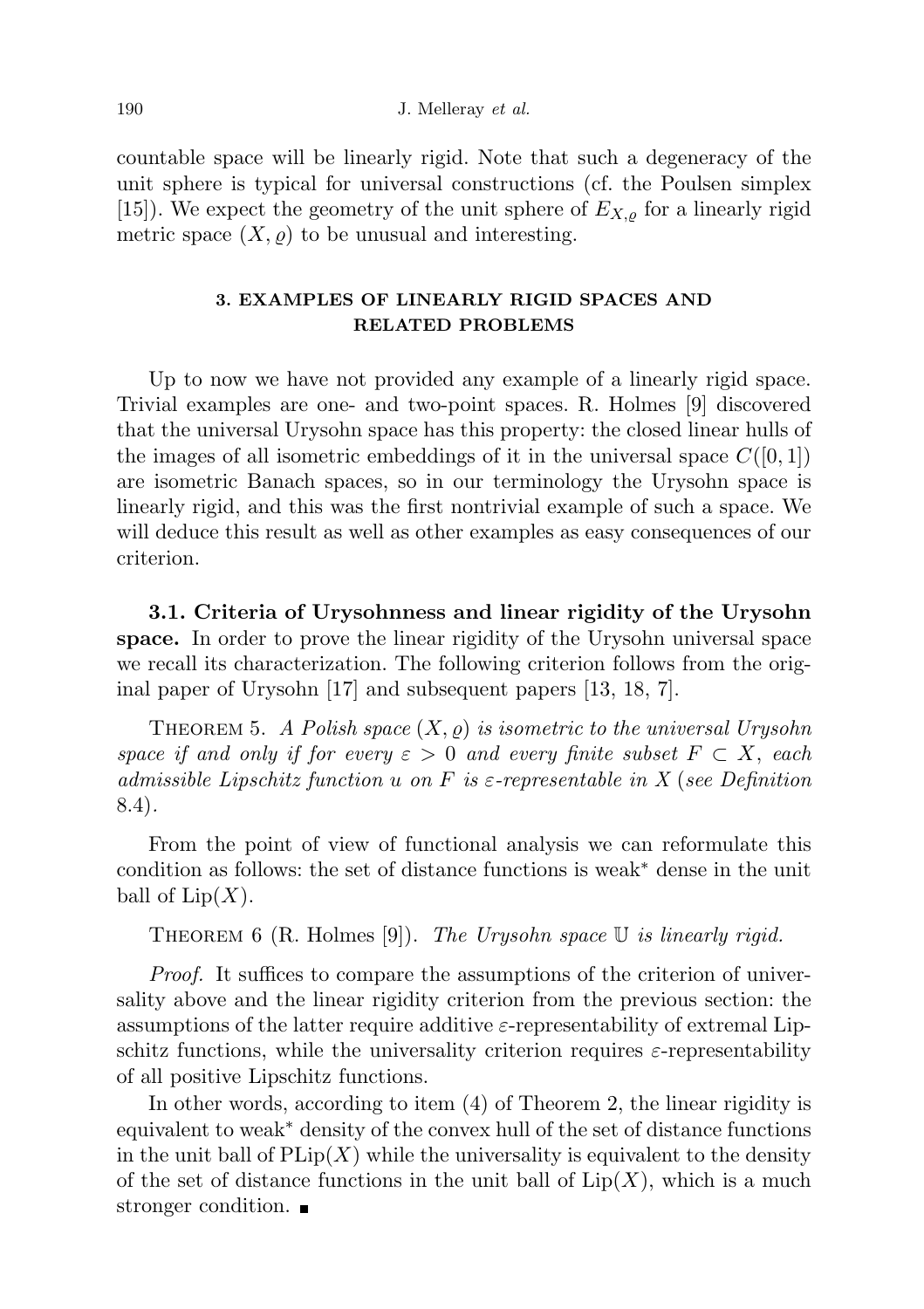countable space will be linearly rigid. Note that such a degeneracy of the unit sphere is typical for universal constructions (cf. the Poulsen simplex [15]). We expect the geometry of the unit sphere of $E_{X,\varrho}$ for a linearly rigid metric space $(X, \varrho)$ to be unusual and interesting.

## 3. EXAMPLES OF LINEARLY RIGID SPACES AND RELATED PROBLEMS

Up to now we have not provided any example of a linearly rigid space. Trivial examples are one- and two-point spaces. R. Holmes [9] discovered that the universal Urysohn space has this property: the closed linear hulls of the images of all isometric embeddings of it in the universal space $C([0, 1])$ are isometric Banach spaces, so in our terminology the Urysohn space is linearly rigid, and this was the first nontrivial example of such a space. We will deduce this result as well as other examples as easy consequences of our criterion.

**3.1. Criteria of Urysohnness and linear rigidity of the Urysohn space.** In order to prove the linear rigidity of the Urysohn universal space we recall its characterization. The following criterion follows from the original paper of Urysohn [17] and subsequent papers [13, 18, 7].

Theorem 5. *A Polish space $(X, \varrho)$ is isometric to the universal Urysohn space if and only if for every $\varepsilon > 0$ and every finite subset $F \subset X$, each admissible Lipschitz function $u$ on $F$ is $\varepsilon$-representable in $X$ (see Definition 8.4).*

From the point of view of functional analysis we can reformulate this condition as follows: the set of distance functions is weak$^*$ dense in the unit ball of $\mathrm{Lip}(X)$.

Theorem 6 (R. Holmes [9]). *The Urysohn space $\mathbb{U}$ is linearly rigid.*

*Proof.* It suffices to compare the assumptions of the criterion of universality above and the linear rigidity criterion from the previous section: the assumptions of the latter require additive $\varepsilon$-representability of extremal Lipschitz functions, while the universality criterion requires $\varepsilon$-representability of all positive Lipschitz functions.

In other words, according to item (4) of Theorem 2, the linear rigidity is equivalent to weak$^*$ density of the convex hull of the set of distance functions in the unit ball of $\mathrm{PLip}(X)$ while the universality is equivalent to the density of the set of distance functions in the unit ball of $\mathrm{Lip}(X)$, which is a much stronger condition. ∎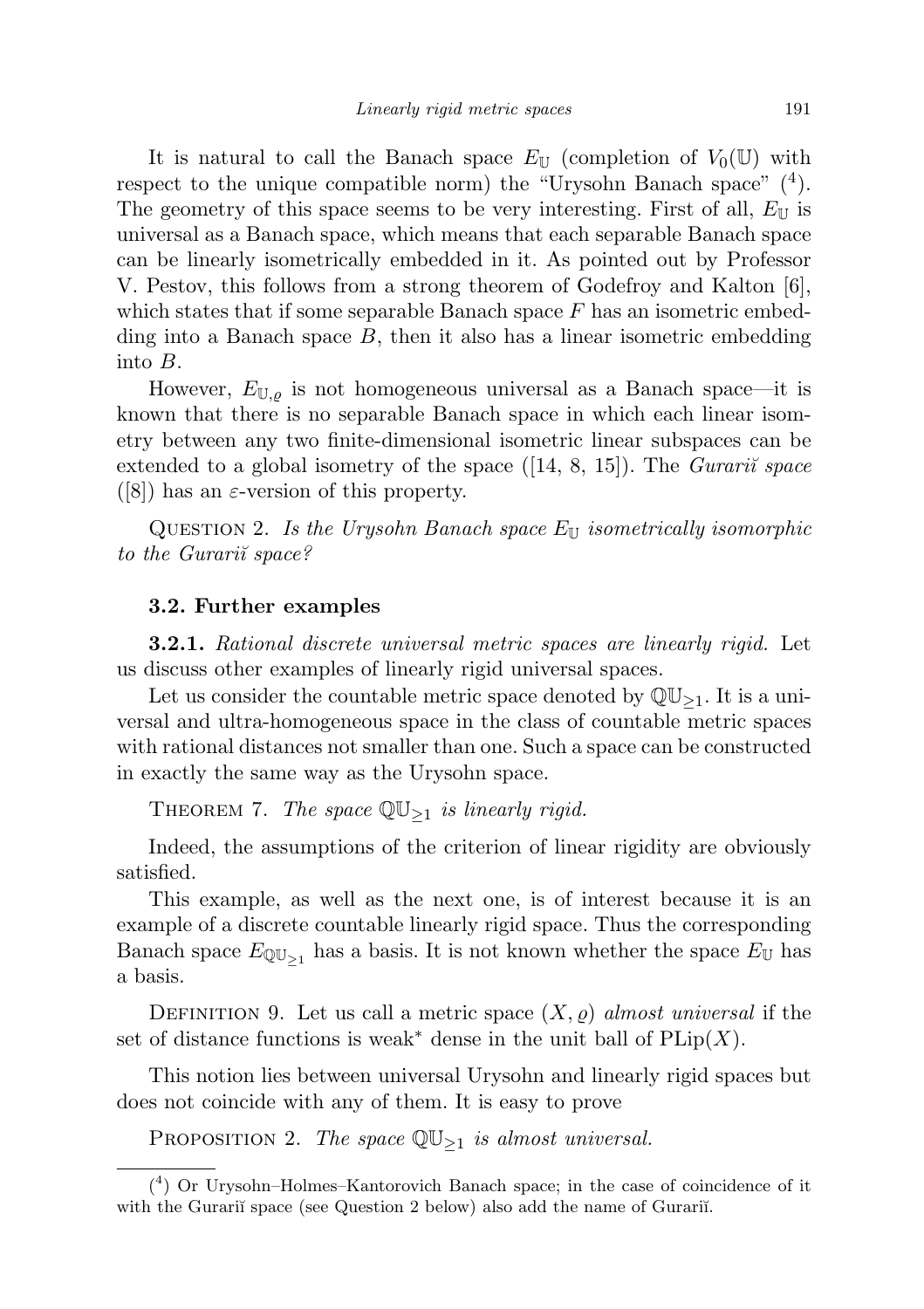It is natural to call the Banach space $E_{\mathbb{U}}$ (completion of $V_0(\mathbb{U})$ with respect to the unique compatible norm) the "Urysohn Banach space" ([4]). The geometry of this space seems to be very interesting. First of all, $E_{\mathbb{U}}$ is universal as a Banach space, which means that each separable Banach space can be linearly isometrically embedded in it. As pointed out by Professor V. Pestov, this follows from a strong theorem of Godefroy and Kalton [6], which states that if some separable Banach space $F$ has an isometric embedding into a Banach space $B$, then it also has a linear isometric embedding into $B$.

However, $E_{\mathbb{U},\varrho}$ is not homogeneous universal as a Banach space—it is known that there is no separable Banach space in which each linear isometry between any two finite-dimensional isometric linear subspaces can be extended to a global isometry of the space ([14, 8, 15]). The *Gurariĭ space* ([8]) has an $\varepsilon$-version of this property.

QUESTION 2. *Is the Urysohn Banach space $E_{\mathbb{U}}$ isometrically isomorphic to the Gurariĭ space?*

### 3.2. Further examples

**3.2.1.** *Rational discrete universal metric spaces are linearly rigid.* Let us discuss other examples of linearly rigid universal spaces.

Let us consider the countable metric space denoted by $\mathbb{QU}_{\geq 1}$. It is a universal and ultra-homogeneous space in the class of countable metric spaces with rational distances not smaller than one. Such a space can be constructed in exactly the same way as the Urysohn space.

THEOREM 7. *The space $\mathbb{QU}_{\geq 1}$ is linearly rigid.*

Indeed, the assumptions of the criterion of linear rigidity are obviously satisfied.

This example, as well as the next one, is of interest because it is an example of a discrete countable linearly rigid space. Thus the corresponding Banach space $E_{\mathbb{QU}_{\geq 1}}$ has a basis. It is not known whether the space $E_{\mathbb{U}}$ has a basis.

DEFINITION 9. Let us call a metric space $(X, \varrho)$ *almost universal* if the set of distance functions is weak$^*$ dense in the unit ball of $\mathrm{PLip}(X)$.

This notion lies between universal Urysohn and linearly rigid spaces but does not coincide with any of them. It is easy to prove

PROPOSITION 2. *The space $\mathbb{QU}_{\geq 1}$ is almost universal.*

---

([4]) Or Urysohn–Holmes–Kantorovich Banach space; in the case of coincidence of it with the Gurariĭ space (see Question 2 below) also add the name of Gurariĭ.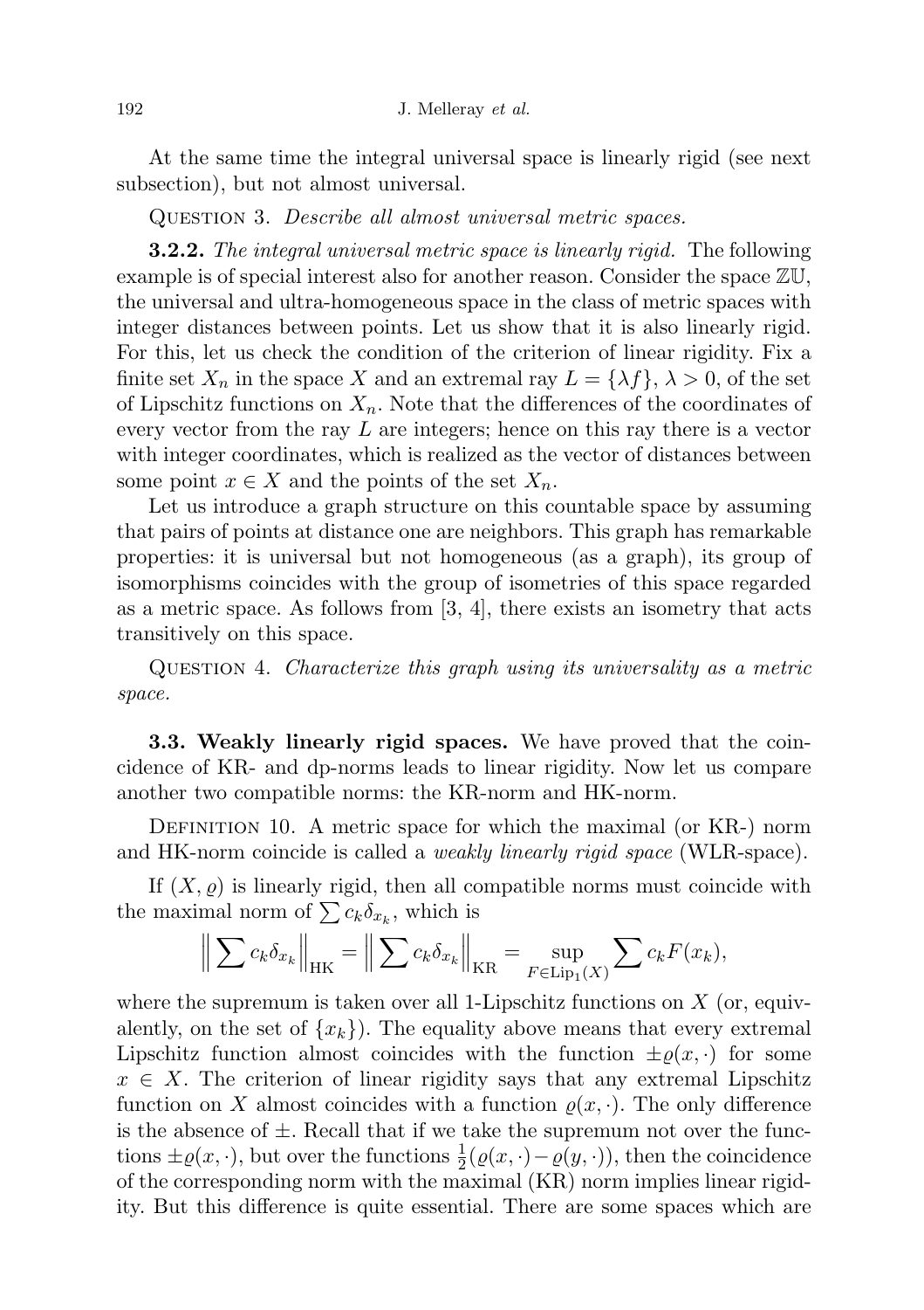At the same time the integral universal space is linearly rigid (see next subsection), but not almost universal.

Question 3. *Describe all almost universal metric spaces.*

**3.2.2.** *The integral universal metric space is linearly rigid.* The following example is of special interest also for another reason. Consider the space $\mathbb{ZU}$, the universal and ultra-homogeneous space in the class of metric spaces with integer distances between points. Let us show that it is also linearly rigid. For this, let us check the condition of the criterion of linear rigidity. Fix a finite set $X_n$ in the space $X$ and an extremal ray $L = \{\lambda f\}$, $\lambda > 0$, of the set of Lipschitz functions on $X_n$. Note that the differences of the coordinates of every vector from the ray $L$ are integers; hence on this ray there is a vector with integer coordinates, which is realized as the vector of distances between some point $x \in X$ and the points of the set $X_n$.

Let us introduce a graph structure on this countable space by assuming that pairs of points at distance one are neighbors. This graph has remarkable properties: it is universal but not homogeneous (as a graph), its group of isomorphisms coincides with the group of isometries of this space regarded as a metric space. As follows from [3, 4], there exists an isometry that acts transitively on this space.

Question 4. *Characterize this graph using its universality as a metric space.*

**3.3. Weakly linearly rigid spaces.** We have proved that the coincidence of KR- and dp-norms leads to linear rigidity. Now let us compare another two compatible norms: the KR-norm and HK-norm.

Definition 10. A metric space for which the maximal (or KR-) norm and HK-norm coincide is called a *weakly linearly rigid space* (WLR-space).

If $(X, \varrho)$ is linearly rigid, then all compatible norms must coincide with the maximal norm of $\sum c_k \delta_{x_k}$, which is

$$\Big\| \sum c_k \delta_{x_k} \Big\|_{\mathrm{HK}} = \Big\| \sum c_k \delta_{x_k} \Big\|_{\mathrm{KR}} = \sup_{F \in \mathrm{Lip}_1(X)} \sum c_k F(x_k),$$

where the supremum is taken over all 1-Lipschitz functions on $X$ (or, equivalently, on the set of $\{x_k\}$). The equality above means that every extremal Lipschitz function almost coincides with the function $\pm\varrho(x, \cdot)$ for some $x \in X$. The criterion of linear rigidity says that any extremal Lipschitz function on $X$ almost coincides with a function $\varrho(x, \cdot)$. The only difference is the absence of $\pm$. Recall that if we take the supremum not over the functions $\pm\varrho(x, \cdot)$, but over the functions $\frac{1}{2}(\varrho(x, \cdot) - \varrho(y, \cdot))$, then the coincidence of the corresponding norm with the maximal (KR) norm implies linear rigidity. But this difference is quite essential. There are some spaces which are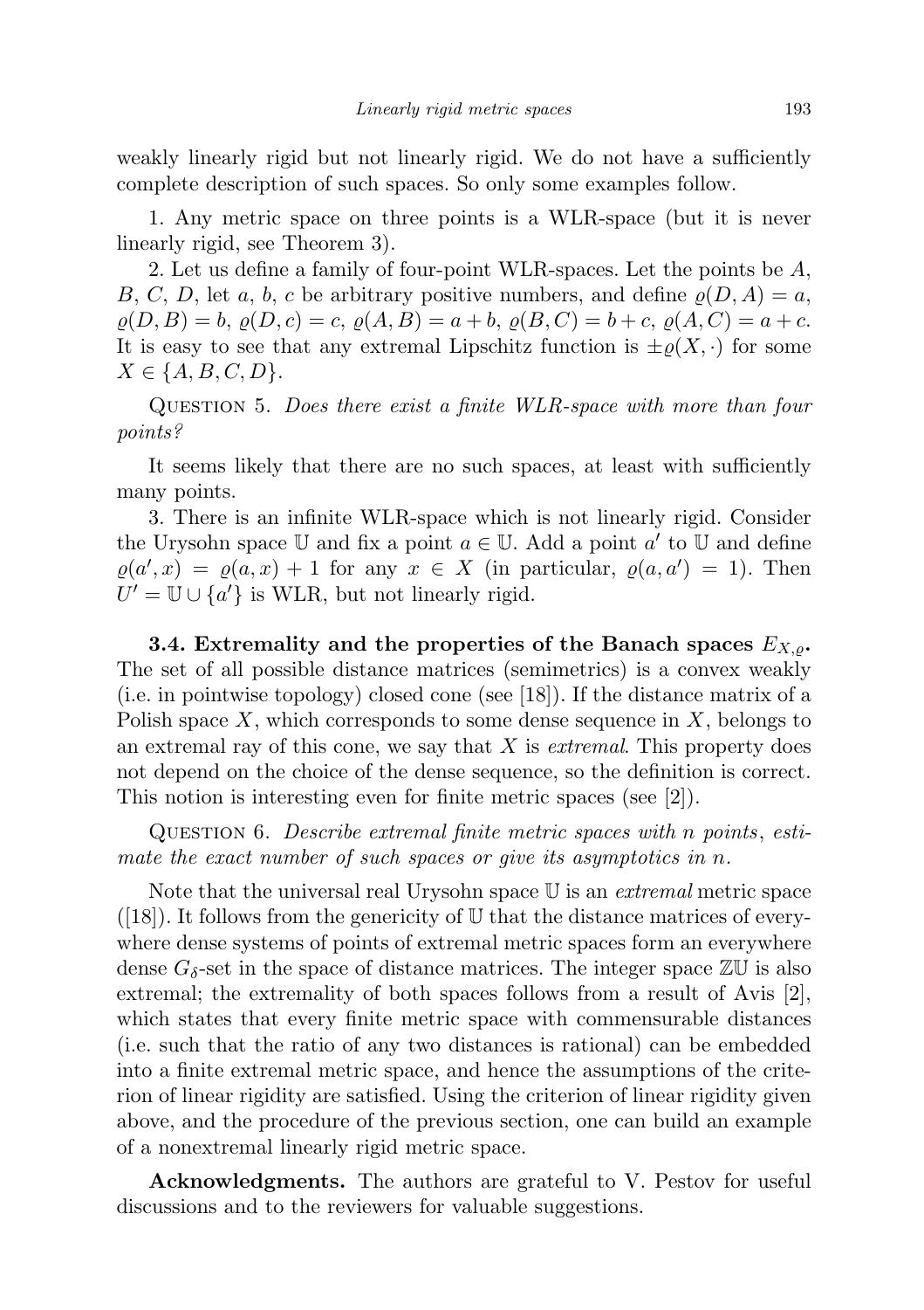weakly linearly rigid but not linearly rigid. We do not have a sufficiently complete description of such spaces. So only some examples follow.

1. Any metric space on three points is a WLR-space (but it is never linearly rigid, see Theorem 3).

2. Let us define a family of four-point WLR-spaces. Let the points be $A$, $B$, $C$, $D$, let $a$, $b$, $c$ be arbitrary positive numbers, and define $\varrho(D, A) = a$, $\varrho(D, B) = b$, $\varrho(D, c) = c$, $\varrho(A, B) = a + b$, $\varrho(B, C) = b + c$, $\varrho(A, C) = a + c$. It is easy to see that any extremal Lipschitz function is $\pm\varrho(X, \cdot)$ for some $X \in \{A, B, C, D\}$.

Question 5. *Does there exist a finite WLR-space with more than four points?*

It seems likely that there are no such spaces, at least with sufficiently many points.

3. There is an infinite WLR-space which is not linearly rigid. Consider the Urysohn space $\mathbb{U}$ and fix a point $a \in \mathbb{U}$. Add a point $a'$ to $\mathbb{U}$ and define $\varrho(a', x) = \varrho(a, x) + 1$ for any $x \in X$ (in particular, $\varrho(a, a') = 1$). Then $U' = \mathbb{U} \cup \{a'\}$ is WLR, but not linearly rigid.

**3.4. Extremality and the properties of the Banach spaces $E_{X,\varrho}$.** The set of all possible distance matrices (semimetrics) is a convex weakly (i.e. in pointwise topology) closed cone (see [18]). If the distance matrix of a Polish space $X$, which corresponds to some dense sequence in $X$, belongs to an extremal ray of this cone, we say that $X$ is *extremal*. This property does not depend on the choice of the dense sequence, so the definition is correct. This notion is interesting even for finite metric spaces (see [2]).

Question 6. *Describe extremal finite metric spaces with $n$ points, estimate the exact number of such spaces or give its asymptotics in $n$.*

Note that the universal real Urysohn space $\mathbb{U}$ is an *extremal* metric space ([18]). It follows from the genericity of $\mathbb{U}$ that the distance matrices of everywhere dense systems of points of extremal metric spaces form an everywhere dense $G_\delta$-set in the space of distance matrices. The integer space $\mathbb{ZU}$ is also extremal; the extremality of both spaces follows from a result of Avis [2], which states that every finite metric space with commensurable distances (i.e. such that the ratio of any two distances is rational) can be embedded into a finite extremal metric space, and hence the assumptions of the criterion of linear rigidity are satisfied. Using the criterion of linear rigidity given above, and the procedure of the previous section, one can build an example of a nonextremal linearly rigid metric space.

**Acknowledgments.** The authors are grateful to V. Pestov for useful discussions and to the reviewers for valuable suggestions.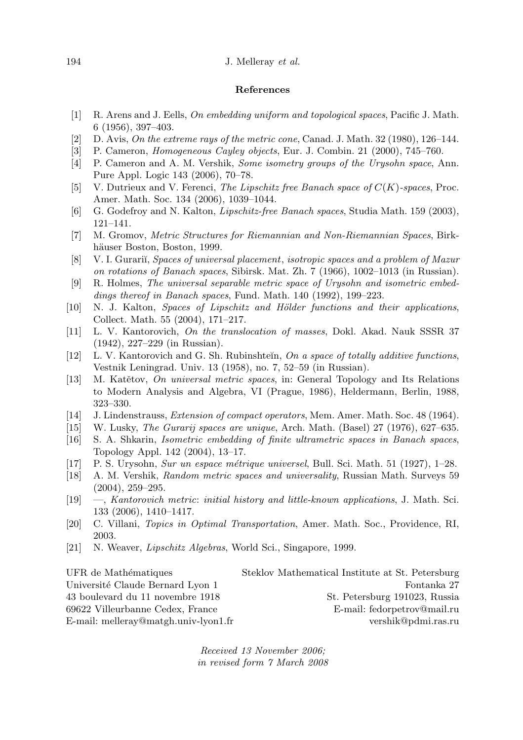## References

[1] R. Arens and J. Eells, *On embedding uniform and topological spaces*, Pacific J. Math. 6 (1956), 397–403.

[2] D. Avis, *On the extreme rays of the metric cone*, Canad. J. Math. 32 (1980), 126–144.

[3] P. Cameron, *Homogeneous Cayley objects*, Eur. J. Combin. 21 (2000), 745–760.

[4] P. Cameron and A. M. Vershik, *Some isometry groups of the Urysohn space*, Ann. Pure Appl. Logic 143 (2006), 70–78.

[5] V. Dutrieux and V. Ferenci, *The Lipschitz free Banach space of $C(K)$-spaces*, Proc. Amer. Math. Soc. 134 (2006), 1039–1044.

[6] G. Godefroy and N. Kalton, *Lipschitz-free Banach spaces*, Studia Math. 159 (2003), 121–141.

[7] M. Gromov, *Metric Structures for Riemannian and Non-Riemannian Spaces*, Birkhäuser Boston, Boston, 1999.

[8] V. I. Gurariĭ, *Spaces of universal placement*, *isotropic spaces and a problem of Mazur on rotations of Banach spaces*, Sibirsk. Mat. Zh. 7 (1966), 1002–1013 (in Russian).

[9] R. Holmes, *The universal separable metric space of Urysohn and isometric embeddings thereof in Banach spaces*, Fund. Math. 140 (1992), 199–223.

[10] N. J. Kalton, *Spaces of Lipschitz and Hölder functions and their applications*, Collect. Math. 55 (2004), 171–217.

[11] L. V. Kantorovich, *On the translocation of masses*, Dokl. Akad. Nauk SSSR 37 (1942), 227–229 (in Russian).

[12] L. V. Kantorovich and G. Sh. Rubinshteĭn, *On a space of totally additive functions*, Vestnik Leningrad. Univ. 13 (1958), no. 7, 52–59 (in Russian).

[13] M. Katětov, *On universal metric spaces*, in: General Topology and Its Relations to Modern Analysis and Algebra, VI (Prague, 1986), Heldermann, Berlin, 1988, 323–330.

[14] J. Lindenstrauss, *Extension of compact operators*, Mem. Amer. Math. Soc. 48 (1964).

[15] W. Lusky, *The Gurarij spaces are unique*, Arch. Math. (Basel) 27 (1976), 627–635.

[16] S. A. Shkarin, *Isometric embedding of finite ultrametric spaces in Banach spaces*, Topology Appl. 142 (2004), 13–17.

[17] P. S. Urysohn, *Sur un espace métrique universel*, Bull. Sci. Math. 51 (1927), 1–28.

[18] A. M. Vershik, *Random metric spaces and universality*, Russian Math. Surveys 59 (2004), 259–295.

[19] —, *Kantorovich metric*: *initial history and little-known applications*, J. Math. Sci. 133 (2006), 1410–1417.

[20] C. Villani, *Topics in Optimal Transportation*, Amer. Math. Soc., Providence, RI, 2003.

[21] N. Weaver, *Lipschitz Algebras*, World Sci., Singapore, 1999.

UFR de Mathématiques
Université Claude Bernard Lyon 1
43 boulevard du 11 novembre 1918
69622 Villeurbanne Cedex, France
E-mail: melleray@matgh.univ-lyon1.fr

Steklov Mathematical Institute at St. Petersburg
Fontanka 27
St. Petersburg 191023, Russia
E-mail: fedorpetrov@mail.ru
vershik@pdmi.ras.ru

*Received 13 November 2006;*
*in revised form 7 March 2008*